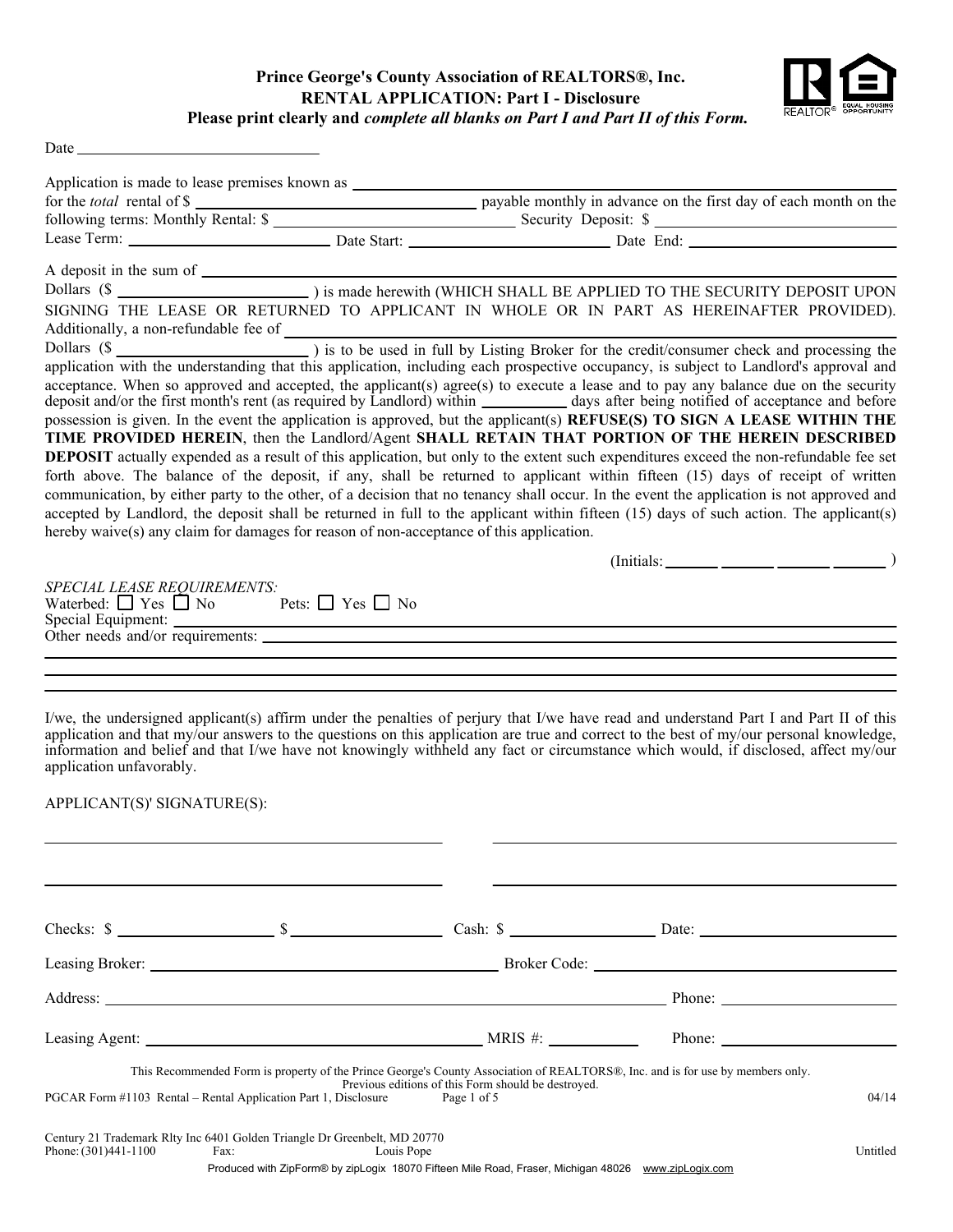# Prince George's County Association of REALTORS®, Inc.
## RENTAL APPLICATION: Part I - Disclosure
**Please print clearly and *complete all blanks on Part I and Part II of this Form.***

Date ______________________________

Application is made to lease premises known as ______________________________________________
for the *total* rental of $ ______________________ payable monthly in advance on the first day of each month on the following terms: Monthly Rental: $ ______________________ Security Deposit: $ ______________________
Lease Term: ______________________ Date Start: ______________________ Date End: ______________________

A deposit in the sum of ______________________________________________
Dollars ($ ______________________ ) is made herewith (WHICH SHALL BE APPLIED TO THE SECURITY DEPOSIT UPON SIGNING THE LEASE OR RETURNED TO APPLICANT IN WHOLE OR IN PART AS HEREINAFTER PROVIDED). Additionally, a non-refundable fee of ______________________________________________
Dollars ($ ______________________ ) is to be used in full by Listing Broker for the credit/consumer check and processing the application with the understanding that this application, including each prospective occupancy, is subject to Landlord's approval and acceptance. When so approved and accepted, the applicant(s) agree(s) to execute a lease and to pay any balance due on the security deposit and/or the first month's rent (as required by Landlord) within __________ days after being notified of acceptance and before possession is given. In the event the application is approved, but the applicant(s) **REFUSE(S) TO SIGN A LEASE WITHIN THE TIME PROVIDED HEREIN**, then the Landlord/Agent **SHALL RETAIN THAT PORTION OF THE HEREIN DESCRIBED DEPOSIT** actually expended as a result of this application, but only to the extent such expenditures exceed the non-refundable fee set forth above. The balance of the deposit, if any, shall be returned to applicant within fifteen (15) days of receipt of written communication, by either party to the other, of a decision that no tenancy shall occur. In the event the application is not approved and accepted by Landlord, the deposit shall be returned in full to the applicant within fifteen (15) days of such action. The applicant(s) hereby waive(s) any claim for damages for reason of non-acceptance of this application.

(Initials: ______ ______ ______ ______ )

*SPECIAL LEASE REQUIREMENTS:*
Waterbed: ☐ Yes ☐ No      Pets: ☐ Yes ☐ No
Special Equipment: ______________________________________________
Other needs and/or requirements: ______________________________________________

______________________________________________

______________________________________________

I/we, the undersigned applicant(s) affirm under the penalties of perjury that I/we have read and understand Part I and Part II of this application and that my/our answers to the questions on this application are true and correct to the best of my/our personal knowledge, information and belief and that I/we have not knowingly withheld any fact or circumstance which would, if disclosed, affect my/our application unfavorably.

APPLICANT(S)' SIGNATURE(S):

______________________________ ______________________________

______________________________ ______________________________

Checks: $ ______________ $ ______________ Cash: $ ______________ Date: ______________

Leasing Broker: ______________________________ Broker Code: ______________________________

Address: ______________________________________________ Phone: ______________________

Leasing Agent: ______________________________ MRIS #: __________ Phone: ______________________

This Recommended Form is property of the Prince George's County Association of REALTORS®, Inc. and is for use by members only. Previous editions of this Form should be destroyed.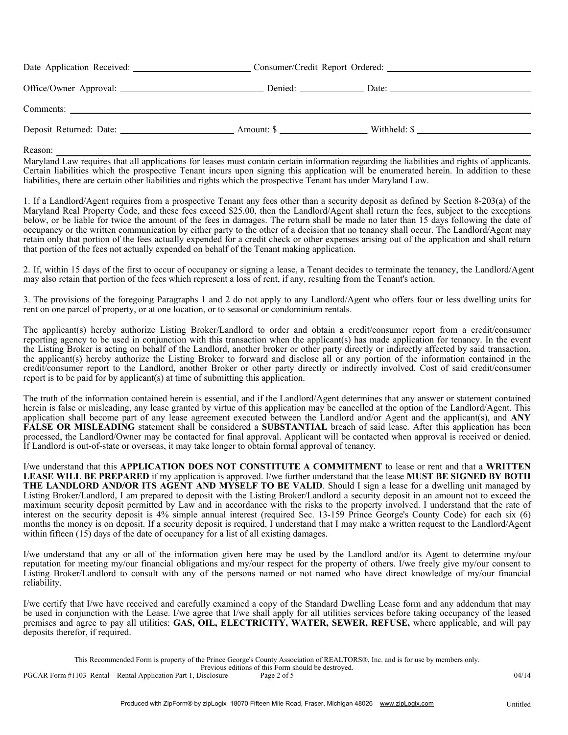Date Application Received: ______________________ Consumer/Credit Report Ordered: ______________________

Office/Owner Approval: ______________________ Denied: ____________ Date: ______________________

Comments: ______________________________________________________________________

Deposit Returned: Date: ______________________ Amount: $ ______________ Withheld: $ ______________

Reason: ______________________________________________________________________

Maryland Law requires that all applications for leases must contain certain information regarding the liabilities and rights of applicants. Certain liabilities which the prospective Tenant incurs upon signing this application will be enumerated herein. In addition to these liabilities, there are certain other liabilities and rights which the prospective Tenant has under Maryland Law.

1. If a Landlord/Agent requires from a prospective Tenant any fees other than a security deposit as defined by Section 8-203(a) of the Maryland Real Property Code, and these fees exceed $25.00, then the Landlord/Agent shall return the fees, subject to the exceptions below, or be liable for twice the amount of the fees in damages. The return shall be made no later than 15 days following the date of occupancy or the written communication by either party to the other of a decision that no tenancy shall occur. The Landlord/Agent may retain only that portion of the fees actually expended for a credit check or other expenses arising out of the application and shall return that portion of the fees not actually expended on behalf of the Tenant making application.

2. If, within 15 days of the first to occur of occupancy or signing a lease, a Tenant decides to terminate the tenancy, the Landlord/Agent may also retain that portion of the fees which represent a loss of rent, if any, resulting from the Tenant's action.

3. The provisions of the foregoing Paragraphs 1 and 2 do not apply to any Landlord/Agent who offers four or less dwelling units for rent on one parcel of property, or at one location, or to seasonal or condominium rentals.

The applicant(s) hereby authorize Listing Broker/Landlord to order and obtain a credit/consumer report from a credit/consumer reporting agency to be used in conjunction with this transaction when the applicant(s) has made application for tenancy. In the event the Listing Broker is acting on behalf of the Landlord, another broker or other party directly or indirectly affected by said transaction, the applicant(s) hereby authorize the Listing Broker to forward and disclose all or any portion of the information contained in the credit/consumer report to the Landlord, another Broker or other party directly or indirectly involved. Cost of said credit/consumer report is to be paid for by applicant(s) at time of submitting this application.

The truth of the information contained herein is essential, and if the Landlord/Agent determines that any answer or statement contained herein is false or misleading, any lease granted by virtue of this application may be cancelled at the option of the Landlord/Agent. This application shall become part of any lease agreement executed between the Landlord and/or Agent and the applicant(s), and **ANY FALSE OR MISLEADING** statement shall be considered a **SUBSTANTIAL** breach of said lease. After this application has been processed, the Landlord/Owner may be contacted for final approval. Applicant will be contacted when approval is received or denied. If Landlord is out-of-state or overseas, it may take longer to obtain formal approval of tenancy.

I/we understand that this **APPLICATION DOES NOT CONSTITUTE A COMMITMENT** to lease or rent and that a **WRITTEN LEASE WILL BE PREPARED** if my application is approved. I/we further understand that the lease **MUST BE SIGNED BY BOTH THE LANDLORD AND/OR ITS AGENT AND MYSELF TO BE VALID**. Should I sign a lease for a dwelling unit managed by Listing Broker/Landlord, I am prepared to deposit with the Listing Broker/Landlord a security deposit in an amount not to exceed the maximum security deposit permitted by Law and in accordance with the risks to the property involved. I understand that the rate of interest on the security deposit is 4% simple annual interest (required Sec. 13-159 Prince George's County Code) for each six (6) months the money is on deposit. If a security deposit is required, I understand that I may make a written request to the Landlord/Agent within fifteen (15) days of the date of occupancy for a list of all existing damages.

I/we understand that any or all of the information given here may be used by the Landlord and/or its Agent to determine my/our reputation for meeting my/our financial obligations and my/our respect for the property of others. I/we freely give my/our consent to Listing Broker/Landlord to consult with any of the persons named or not named who have direct knowledge of my/our financial reliability.

I/we certify that I/we have received and carefully examined a copy of the Standard Dwelling Lease form and any addendum that may be used in conjunction with the Lease. I/we agree that I/we shall apply for all utilities services before taking occupancy of the leased premises and agree to pay all utilities: **GAS, OIL, ELECTRICITY, WATER, SEWER, REFUSE,** where applicable, and will pay deposits therefor, if required.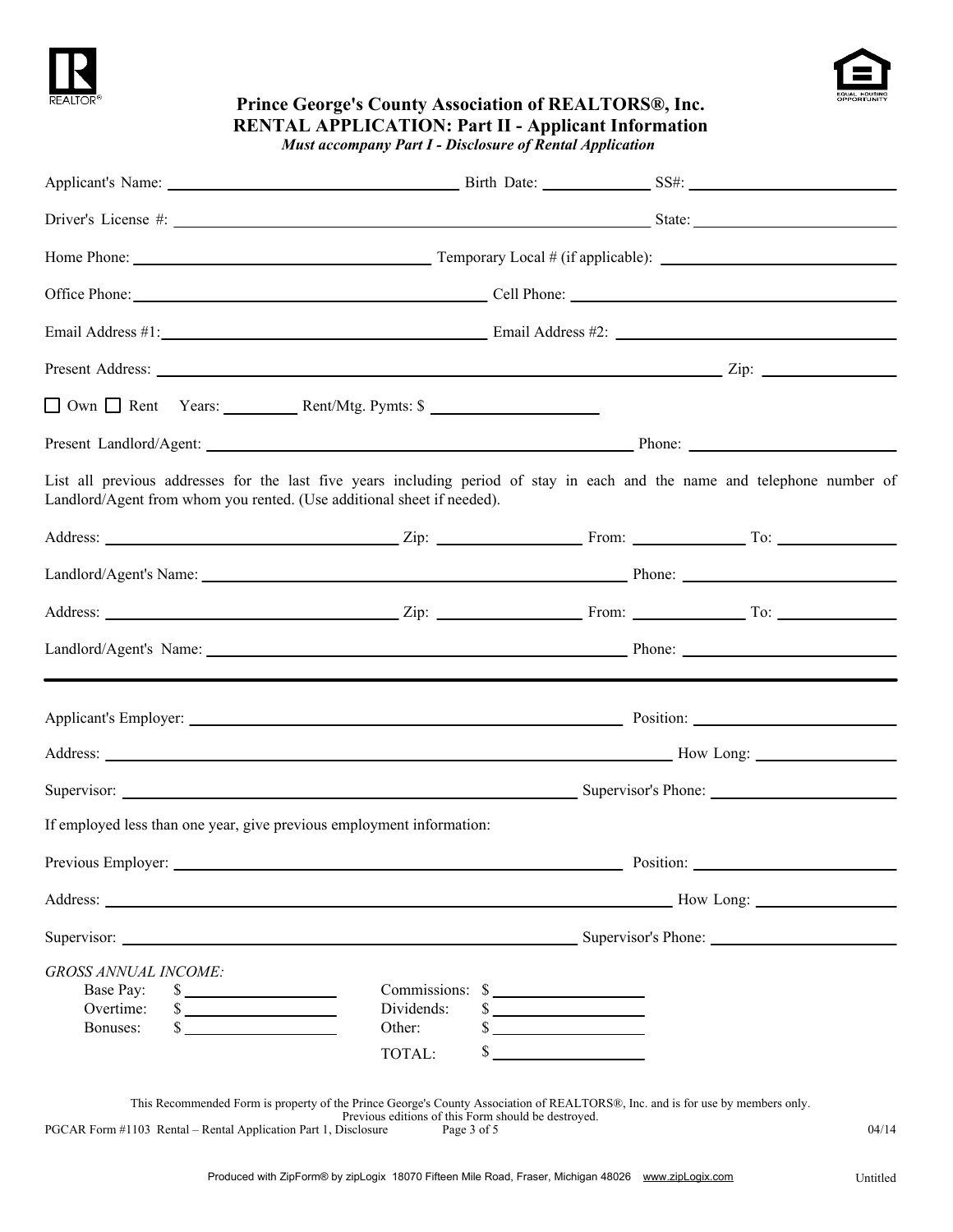**Prince George's County Association of REALTORS®, Inc.**
**RENTAL APPLICATION: Part II - Applicant Information**
***Must accompany Part I - Disclosure of Rental Application***

Applicant's Name: ______________________ Birth Date: __________ SS#: ______________

Driver's License #: ______________________________________ State: ______________

Home Phone: ______________________ Temporary Local # (if applicable): ______________

Office Phone: ______________________ Cell Phone: ______________________

Email Address #1: ______________________ Email Address #2: ______________________

Present Address: ______________________________________ Zip: __________

☐ Own ☐ Rent Years: ______ Rent/Mtg. Pymts: $ ______________

Present Landlord/Agent: ______________________________ Phone: ______________

List all previous addresses for the last five years including period of stay in each and the name and telephone number of Landlord/Agent from whom you rented. (Use additional sheet if needed).

Address: ______________________ Zip: __________ From: __________ To: __________

Landlord/Agent's Name: ______________________________ Phone: ______________

Address: ______________________ Zip: __________ From: __________ To: __________

Landlord/Agent's Name: ______________________________ Phone: ______________

---

Applicant's Employer: ______________________________ Position: ______________

Address: ______________________________________ How Long: __________

Supervisor: ______________________________ Supervisor's Phone: ______________

If employed less than one year, give previous employment information:

Previous Employer: ______________________________ Position: ______________

Address: ______________________________________ How Long: __________

Supervisor: ______________________________ Supervisor's Phone: ______________

*GROSS ANNUAL INCOME:*

| | | | |
|---|---|---|---|
| Base Pay: | $ __________ | Commissions: | $ __________ |
| Overtime: | $ __________ | Dividends: | $ __________ |
| Bonuses: | $ __________ | Other: | $ __________ |
| | | TOTAL: | $ __________ |

This Recommended Form is property of the Prince George's County Association of REALTORS®, Inc. and is for use by members only.
Previous editions of this Form should be destroyed.
PGCAR Form #1103 Rental – Rental Application Part 1, Disclosure 04/14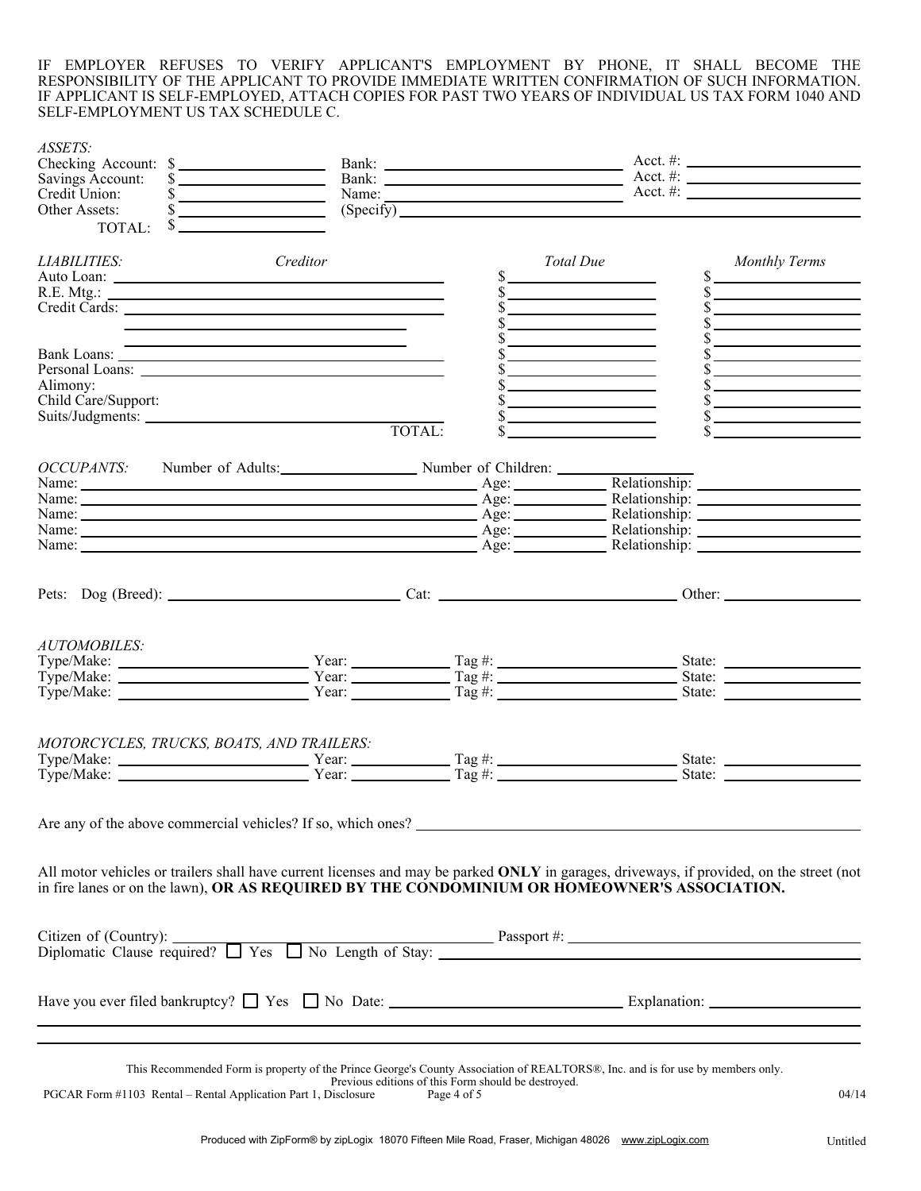IF EMPLOYER REFUSES TO VERIFY APPLICANT'S EMPLOYMENT BY PHONE, IT SHALL BECOME THE RESPONSIBILITY OF THE APPLICANT TO PROVIDE IMMEDIATE WRITTEN CONFIRMATION OF SUCH INFORMATION. IF APPLICANT IS SELF-EMPLOYED, ATTACH COPIES FOR PAST TWO YEARS OF INDIVIDUAL US TAX FORM 1040 AND SELF-EMPLOYMENT US TAX SCHEDULE C.

*ASSETS:*

Checking Account: $ ________ Bank: ________ Acct. #: ________
Savings Account: $ ________ Bank: ________ Acct. #: ________
Credit Union: $ ________ Name: ________ Acct. #: ________
Other Assets: $ ________ (Specify) ________
TOTAL: $ ________

| *LIABILITIES:* | *Creditor* | *Total Due* | *Monthly Terms* |
|---|---|---|---|
| Auto Loan: | ________ | $ ________ | $ ________ |
| R.E. Mtg.: | ________ | $ ________ | $ ________ |
| Credit Cards: | ________ | $ ________ | $ ________ |
| | ________ | $ ________ | $ ________ |
| | ________ | $ ________ | $ ________ |
| Bank Loans: | ________ | $ ________ | $ ________ |
| Personal Loans: | ________ | $ ________ | $ ________ |
| Alimony: | | $ ________ | $ ________ |
| Child Care/Support: | | $ ________ | $ ________ |
| Suits/Judgments: | ________ | $ ________ | $ ________ |
| | TOTAL: | $ ________ | $ ________ |

*OCCUPANTS:* Number of Adults: ________ Number of Children: ________

Name: ________ Age: ________ Relationship: ________
Name: ________ Age: ________ Relationship: ________
Name: ________ Age: ________ Relationship: ________
Name: ________ Age: ________ Relationship: ________
Name: ________ Age: ________ Relationship: ________

Pets: Dog (Breed): ________ Cat: ________ Other: ________

*AUTOMOBILES:*

Type/Make: ________ Year: ________ Tag #: ________ State: ________
Type/Make: ________ Year: ________ Tag #: ________ State: ________
Type/Make: ________ Year: ________ Tag #: ________ State: ________

*MOTORCYCLES, TRUCKS, BOATS, AND TRAILERS:*

Type/Make: ________ Year: ________ Tag #: ________ State: ________
Type/Make: ________ Year: ________ Tag #: ________ State: ________

Are any of the above commercial vehicles? If so, which ones? ________

All motor vehicles or trailers shall have current licenses and may be parked **ONLY** in garages, driveways, if provided, on the street (not in fire lanes or on the lawn), **OR AS REQUIRED BY THE CONDOMINIUM OR HOMEOWNER'S ASSOCIATION.**

Citizen of (Country): ________ Passport #: ________
Diplomatic Clause required? ☐ Yes ☐ No Length of Stay: ________

Have you ever filed bankruptcy? ☐ Yes ☐ No Date: ________ Explanation: ________

This Recommended Form is property of the Prince George's County Association of REALTORS®, Inc. and is for use by members only. Previous editions of this Form should be destroyed.

PGCAR Form #1103 Rental – Rental Application Part 1, Disclosure 04/14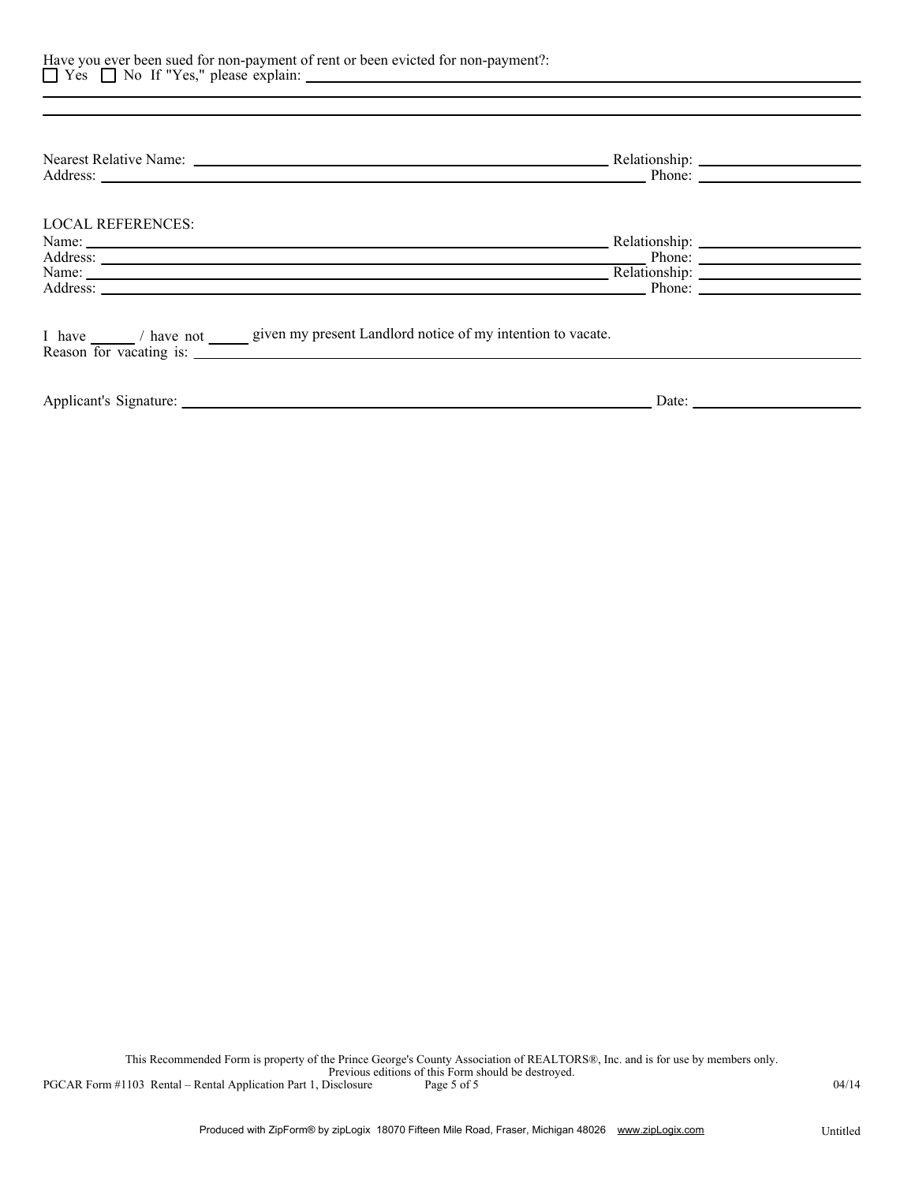Have you ever been sued for non-payment of rent or been evicted for non-payment?:

☐ Yes ☐ No If "Yes," please explain: ______________________________________________

______________________________________________

______________________________________________

Nearest Relative Name: ______________________________ Relationship: ______________

Address: ______________________________ Phone: ______________

LOCAL REFERENCES:

Name: ______________________________ Relationship: ______________

Address: ______________________________ Phone: ______________

Name: ______________________________ Relationship: ______________

Address: ______________________________ Phone: ______________

I have ______ / have not _____ given my present Landlord notice of my intention to vacate.

Reason for vacating is: ______________________________________________

Applicant's Signature: ______________________________ Date: ______________

This Recommended Form is property of the Prince George's County Association of REALTORS®, Inc. and is for use by members only.
Previous editions of this Form should be destroyed.

PGCAR Form #1103 Rental – Rental Application Part 1, Disclosure 04/14